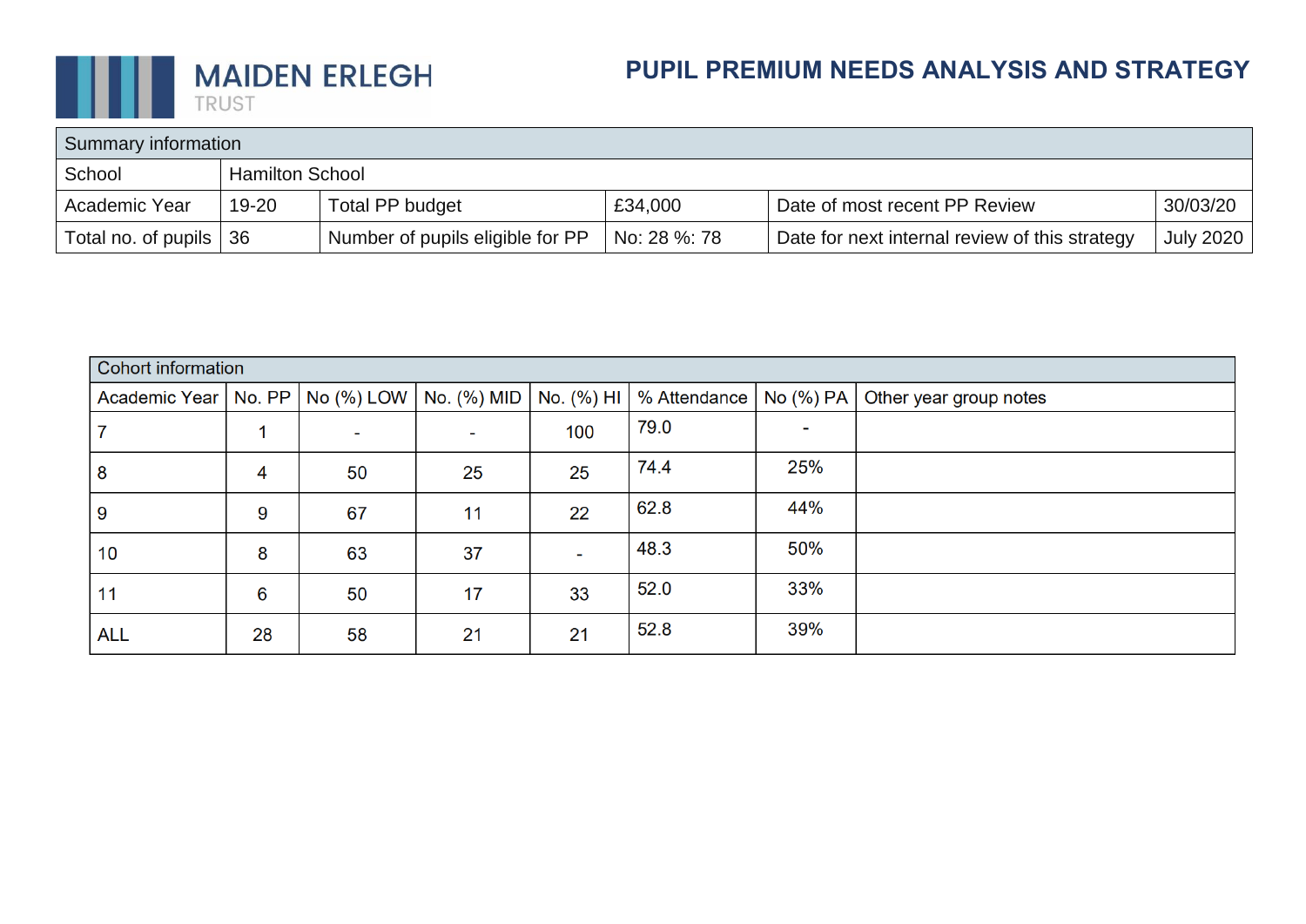MAIDEN ERLEGH TRUST

# PUPIL PREMIUM NEEDS ANALYSIS AND STRATEGY

| Summary information | | | | | |
|---|---|---|---|---|---|
| School | Hamilton School | | | | |
| Academic Year | 19-20 | Total PP budget | £34,000 | Date of most recent PP Review | 30/03/20 |
| Total no. of pupils | 36 | Number of pupils eligible for PP | No: 28 %: 78 | Date for next internal review of this strategy | July 2020 |

| Cohort information | | | | | | | |
|---|---|---|---|---|---|---|---|
| Academic Year | No. PP | No (%) LOW | No. (%) MID | No. (%) HI | % Attendance | No (%) PA | Other year group notes |
| 7 | 1 | - | - | 100 | 79.0 | - | |
| 8 | 4 | 50 | 25 | 25 | 74.4 | 25% | |
| 9 | 9 | 67 | 11 | 22 | 62.8 | 44% | |
| 10 | 8 | 63 | 37 | - | 48.3 | 50% | |
| 11 | 6 | 50 | 17 | 33 | 52.0 | 33% | |
| ALL | 28 | 58 | 21 | 21 | 52.8 | 39% | |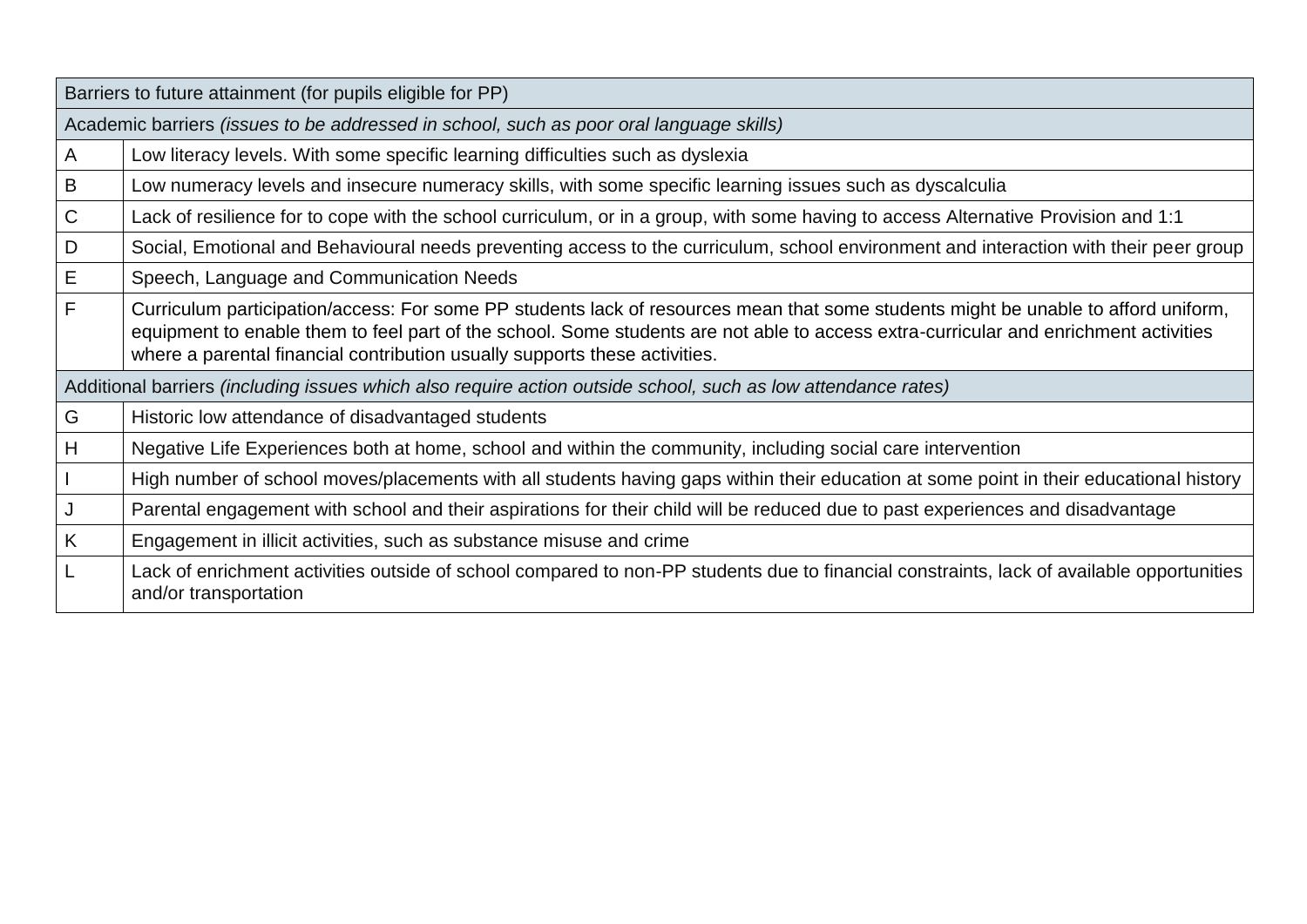| Barriers to future attainment (for pupils eligible for PP) | |
|---|---|
| Academic barriers *(issues to be addressed in school, such as poor oral language skills)* | |
| A | Low literacy levels. With some specific learning difficulties such as dyslexia |
| B | Low numeracy levels and insecure numeracy skills, with some specific learning issues such as dyscalculia |
| C | Lack of resilience for to cope with the school curriculum, or in a group, with some having to access Alternative Provision and 1:1 |
| D | Social, Emotional and Behavioural needs preventing access to the curriculum, school environment and interaction with their peer group |
| E | Speech, Language and Communication Needs |
| F | Curriculum participation/access: For some PP students lack of resources mean that some students might be unable to afford uniform, equipment to enable them to feel part of the school. Some students are not able to access extra-curricular and enrichment activities where a parental financial contribution usually supports these activities. |
| Additional barriers *(including issues which also require action outside school, such as low attendance rates)* | |
| G | Historic low attendance of disadvantaged students |
| H | Negative Life Experiences both at home, school and within the community, including social care intervention |
| I | High number of school moves/placements with all students having gaps within their education at some point in their educational history |
| J | Parental engagement with school and their aspirations for their child will be reduced due to past experiences and disadvantage |
| K | Engagement in illicit activities, such as substance misuse and crime |
| L | Lack of enrichment activities outside of school compared to non-PP students due to financial constraints, lack of available opportunities and/or transportation |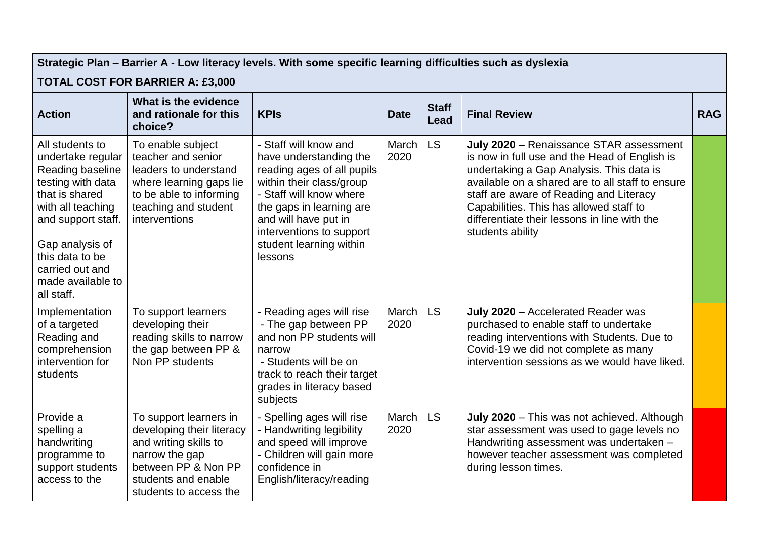| Strategic Plan – Barrier A - Low literacy levels. With some specific learning difficulties such as dyslexia | | | | | | |
|---|---|---|---|---|---|---|
| **TOTAL COST FOR BARRIER A: £3,000** | | | | | | |
| **Action** | **What is the evidence and rationale for this choice?** | **KPIs** | **Date** | **Staff Lead** | **Final Review** | **RAG** |
| All students to undertake regular Reading baseline testing with data that is shared with all teaching and support staff.<br><br>Gap analysis of this data to be carried out and made available to all staff. | To enable subject teacher and senior leaders to understand where learning gaps lie to be able to informing teaching and student interventions | - Staff will know and have understanding the reading ages of all pupils within their class/group<br>- Staff will know where the gaps in learning are and will have put in interventions to support student learning within lessons | March 2020 | LS | **July 2020** – Renaissance STAR assessment is now in full use and the Head of English is undertaking a Gap Analysis. This data is available on a shared are to all staff to ensure staff are aware of Reading and Literacy Capabilities. This has allowed staff to differentiate their lessons in line with the students ability | |
| Implementation of a targeted Reading and comprehension intervention for students | To support learners developing their reading skills to narrow the gap between PP & Non PP students | - Reading ages will rise<br>- The gap between PP and non PP students will narrow<br>- Students will be on track to reach their target grades in literacy based subjects | March 2020 | LS | **July 2020** – Accelerated Reader was purchased to enable staff to undertake reading interventions with Students. Due to Covid-19 we did not complete as many intervention sessions as we would have liked. | |
| Provide a spelling a handwriting programme to support students access to the | To support learners in developing their literacy and writing skills to narrow the gap between PP & Non PP students and enable students to access the | - Spelling ages will rise<br>- Handwriting legibility and speed will improve<br>- Children will gain more confidence in English/literacy/reading | March 2020 | LS | **July 2020** – This was not achieved. Although star assessment was used to gage levels no Handwriting assessment was undertaken – however teacher assessment was completed during lesson times. | |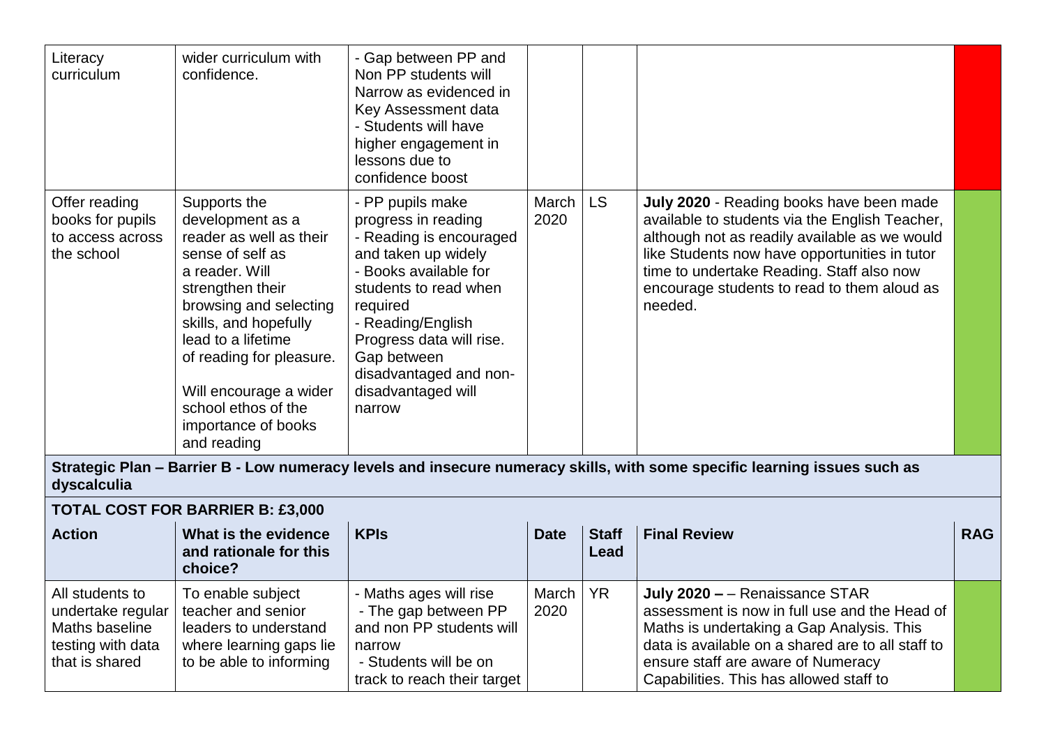| Literacy curriculum | wider curriculum with confidence. | - Gap between PP and Non PP students will Narrow as evidenced in Key Assessment data<br>- Students will have higher engagement in lessons due to confidence boost | | | | |
|---|---|---|---|---|---|---|
| Offer reading books for pupils to access across the school | Supports the development as a reader as well as their sense of self as a reader. Will strengthen their browsing and selecting skills, and hopefully lead to a lifetime of reading for pleasure.<br><br>Will encourage a wider school ethos of the importance of books and reading | - PP pupils make progress in reading<br>- Reading is encouraged and taken up widely<br>- Books available for students to read when required<br>- Reading/English Progress data will rise. Gap between disadvantaged and non-disadvantaged will narrow | March 2020 | LS | **July 2020** - Reading books have been made available to students via the English Teacher, although not as readily available as we would like Students now have opportunities in tutor time to undertake Reading. Staff also now encourage students to read to them aloud as needed. | |

**Strategic Plan – Barrier B - Low numeracy levels and insecure numeracy skills, with some specific learning issues such as dyscalculia**

**TOTAL COST FOR BARRIER B: £3,000**

| Action | What is the evidence and rationale for this choice? | KPIs | Date | Staff Lead | Final Review | RAG |
|---|---|---|---|---|---|---|
| All students to undertake regular Maths baseline testing with data that is shared | To enable subject teacher and senior leaders to understand where learning gaps lie to be able to informing | - Maths ages will rise<br>- The gap between PP and non PP students will narrow<br>- Students will be on track to reach their target | March 2020 | YR | **July 2020 –** – Renaissance STAR assessment is now in full use and the Head of Maths is undertaking a Gap Analysis. This data is available on a shared are to all staff to ensure staff are aware of Numeracy Capabilities. This has allowed staff to | |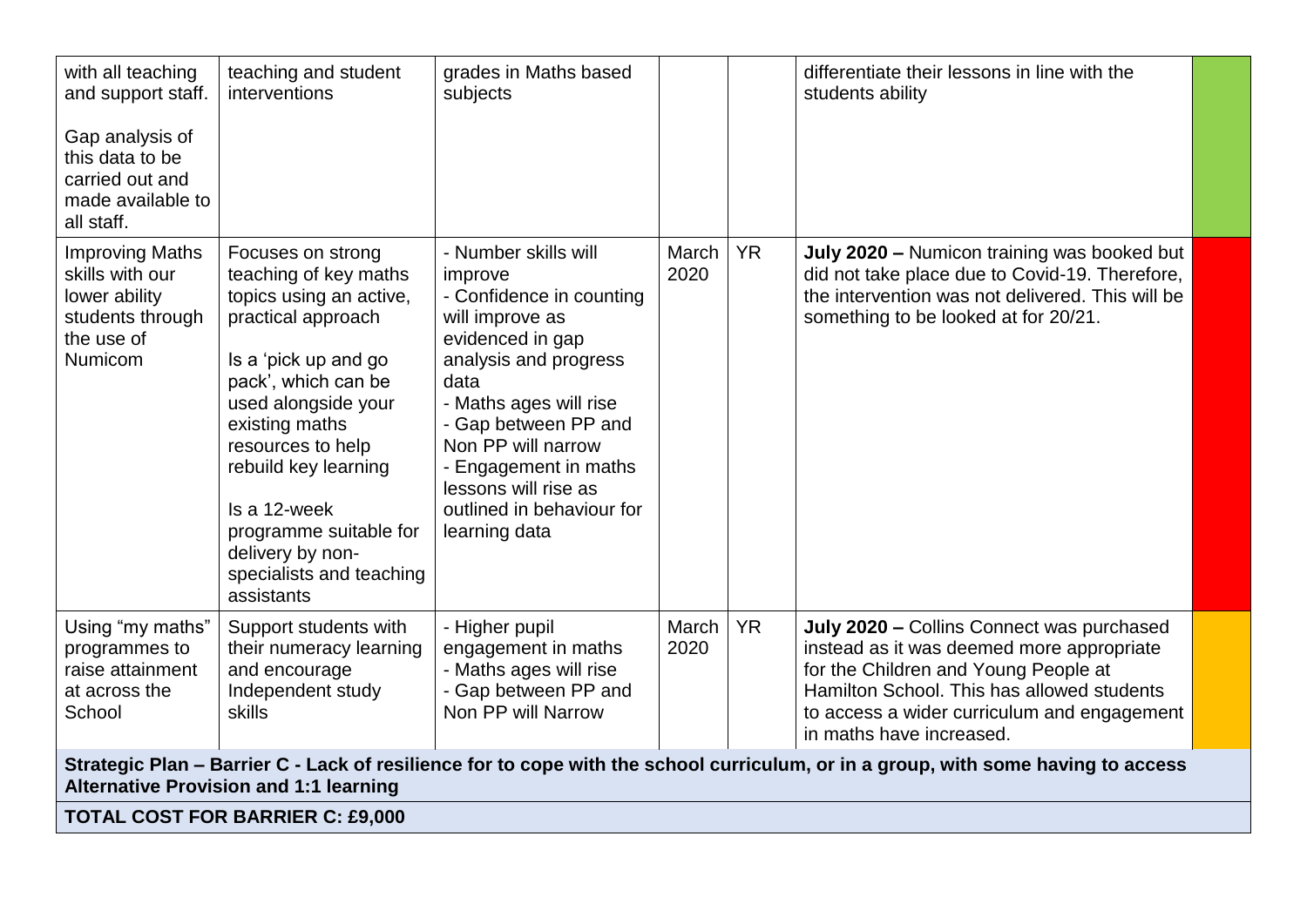| | | | | | | |
|---|---|---|---|---|---|---|
| with all teaching and support staff.<br><br>Gap analysis of this data to be carried out and made available to all staff. | teaching and student interventions | grades in Maths based subjects | | | differentiate their lessons in line with the students ability | |
| Improving Maths skills with our lower ability students through the use of Numicom | Focuses on strong teaching of key maths topics using an active, practical approach<br><br>Is a 'pick up and go pack', which can be used alongside your existing maths resources to help rebuild key learning<br><br>Is a 12-week programme suitable for delivery by non-specialists and teaching assistants | - Number skills will improve<br>- Confidence in counting will improve as evidenced in gap analysis and progress data<br>- Maths ages will rise<br>- Gap between PP and Non PP will narrow<br>- Engagement in maths lessons will rise as outlined in behaviour for learning data | March 2020 | YR | **July 2020 –** Numicon training was booked but did not take place due to Covid-19. Therefore, the intervention was not delivered. This will be something to be looked at for 20/21. | |
| Using "my maths" programmes to raise attainment at across the School | Support students with their numeracy learning and encourage Independent study skills | - Higher pupil engagement in maths<br>- Maths ages will rise<br>- Gap between PP and Non PP will Narrow | March 2020 | YR | **July 2020 –** Collins Connect was purchased instead as it was deemed more appropriate for the Children and Young People at Hamilton School. This has allowed students to access a wider curriculum and engagement in maths have increased. | |
| **Strategic Plan – Barrier C - Lack of resilience for to cope with the school curriculum, or in a group, with some having to access Alternative Provision and 1:1 learning** | | | | | | |
| **TOTAL COST FOR BARRIER C: £9,000** | | | | | | |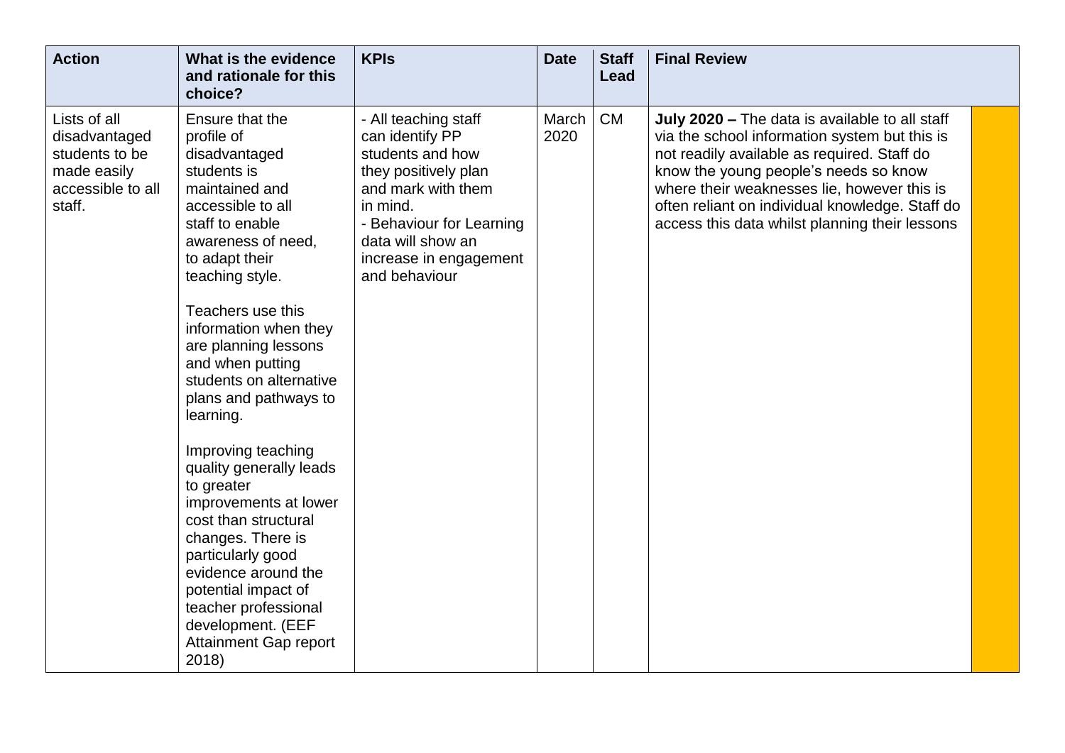| Action | What is the evidence and rationale for this choice? | KPIs | Date | Staff Lead | Final Review | |
|---|---|---|---|---|---|---|
| Lists of all disadvantaged students to be made easily accessible to all staff. | Ensure that the profile of disadvantaged students is maintained and accessible to all staff to enable awareness of need, to adapt their teaching style.<br><br>Teachers use this information when they are planning lessons and when putting students on alternative plans and pathways to learning.<br><br>Improving teaching quality generally leads to greater improvements at lower cost than structural changes. There is particularly good evidence around the potential impact of teacher professional development. (EEF Attainment Gap report 2018) | - All teaching staff can identify PP students and how they positively plan and mark with them in mind.<br>- Behaviour for Learning data will show an increase in engagement and behaviour | March 2020 | CM | **July 2020 –** The data is available to all staff via the school information system but this is not readily available as required. Staff do know the young people's needs so know where their weaknesses lie, however this is often reliant on individual knowledge. Staff do access this data whilst planning their lessons | |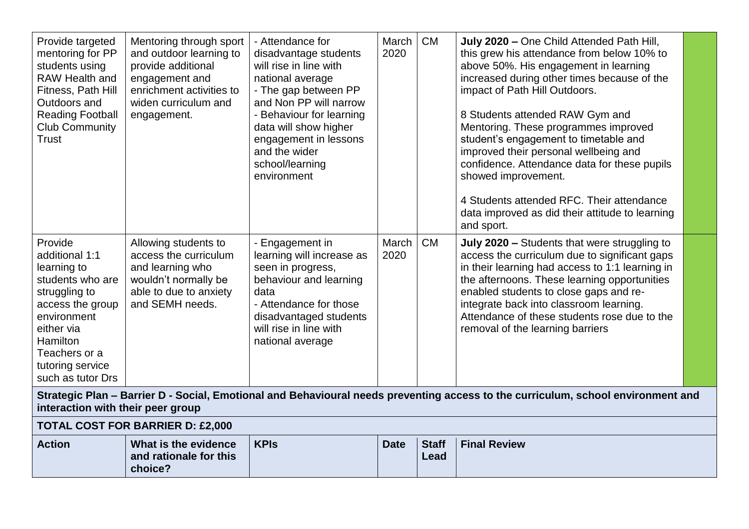| Provide targeted mentoring for PP students using RAW Health and Fitness, Path Hill Outdoors and Reading Football Club Community Trust | Mentoring through sport and outdoor learning to provide additional engagement and enrichment activities to widen curriculum and engagement. | - Attendance for disadvantage students will rise in line with national average<br>- The gap between PP and Non PP will narrow<br>- Behaviour for learning data will show higher engagement in lessons and the wider school/learning environment | March 2020 | CM | **July 2020 –** One Child Attended Path Hill, this grew his attendance from below 10% to above 50%. His engagement in learning increased during other times because of the impact of Path Hill Outdoors.<br><br>8 Students attended RAW Gym and Mentoring. These programmes improved student's engagement to timetable and improved their personal wellbeing and confidence. Attendance data for these pupils showed improvement.<br><br>4 Students attended RFC. Their attendance data improved as did their attitude to learning and sport. | |
|---|---|---|---|---|---|---|
| Provide additional 1:1 learning to students who are struggling to access the group environment either via Hamilton Teachers or a tutoring service such as tutor Drs | Allowing students to access the curriculum and learning who wouldn't normally be able to due to anxiety and SEMH needs. | - Engagement in learning will increase as seen in progress, behaviour and learning data<br>- Attendance for those disadvantaged students will rise in line with national average | March 2020 | CM | **July 2020 –** Students that were struggling to access the curriculum due to significant gaps in their learning had access to 1:1 learning in the afternoons. These learning opportunities enabled students to close gaps and re-integrate back into classroom learning. Attendance of these students rose due to the removal of the learning barriers | |

**Strategic Plan – Barrier D - Social, Emotional and Behavioural needs preventing access to the curriculum, school environment and interaction with their peer group**

**TOTAL COST FOR BARRIER D: £2,000**

| Action | What is the evidence and rationale for this choice? | KPIs | Date | Staff Lead | Final Review |
|---|---|---|---|---|---|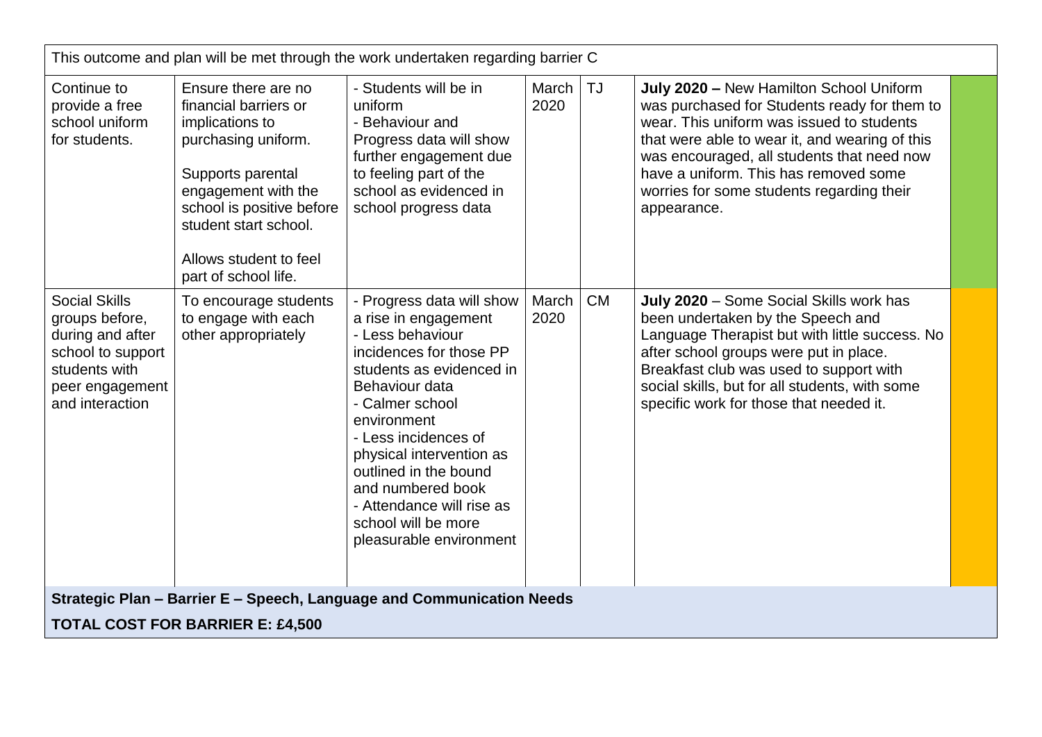| This outcome and plan will be met through the work undertaken regarding barrier C | | | | | | |
|---|---|---|---|---|---|---|
| Continue to provide a free school uniform for students. | Ensure there are no financial barriers or implications to purchasing uniform.<br><br>Supports parental engagement with the school is positive before student start school.<br><br>Allows student to feel part of school life. | - Students will be in uniform<br>- Behaviour and Progress data will show further engagement due to feeling part of the school as evidenced in school progress data | March 2020 | TJ | **July 2020 –** New Hamilton School Uniform was purchased for Students ready for them to wear. This uniform was issued to students that were able to wear it, and wearing of this was encouraged, all students that need now have a uniform. This has removed some worries for some students regarding their appearance. | |
| Social Skills groups before, during and after school to support students with peer engagement and interaction | To encourage students to engage with each other appropriately | - Progress data will show a rise in engagement<br>- Less behaviour incidences for those PP students as evidenced in Behaviour data<br>- Calmer school environment<br>- Less incidences of physical intervention as outlined in the bound and numbered book<br>- Attendance will rise as school will be more pleasurable environment | March 2020 | CM | **July 2020** – Some Social Skills work has been undertaken by the Speech and Language Therapist but with little success. No after school groups were put in place. Breakfast club was used to support with social skills, but for all students, with some specific work for those that needed it. | |

**Strategic Plan – Barrier E – Speech, Language and Communication Needs**

**TOTAL COST FOR BARRIER E: £4,500**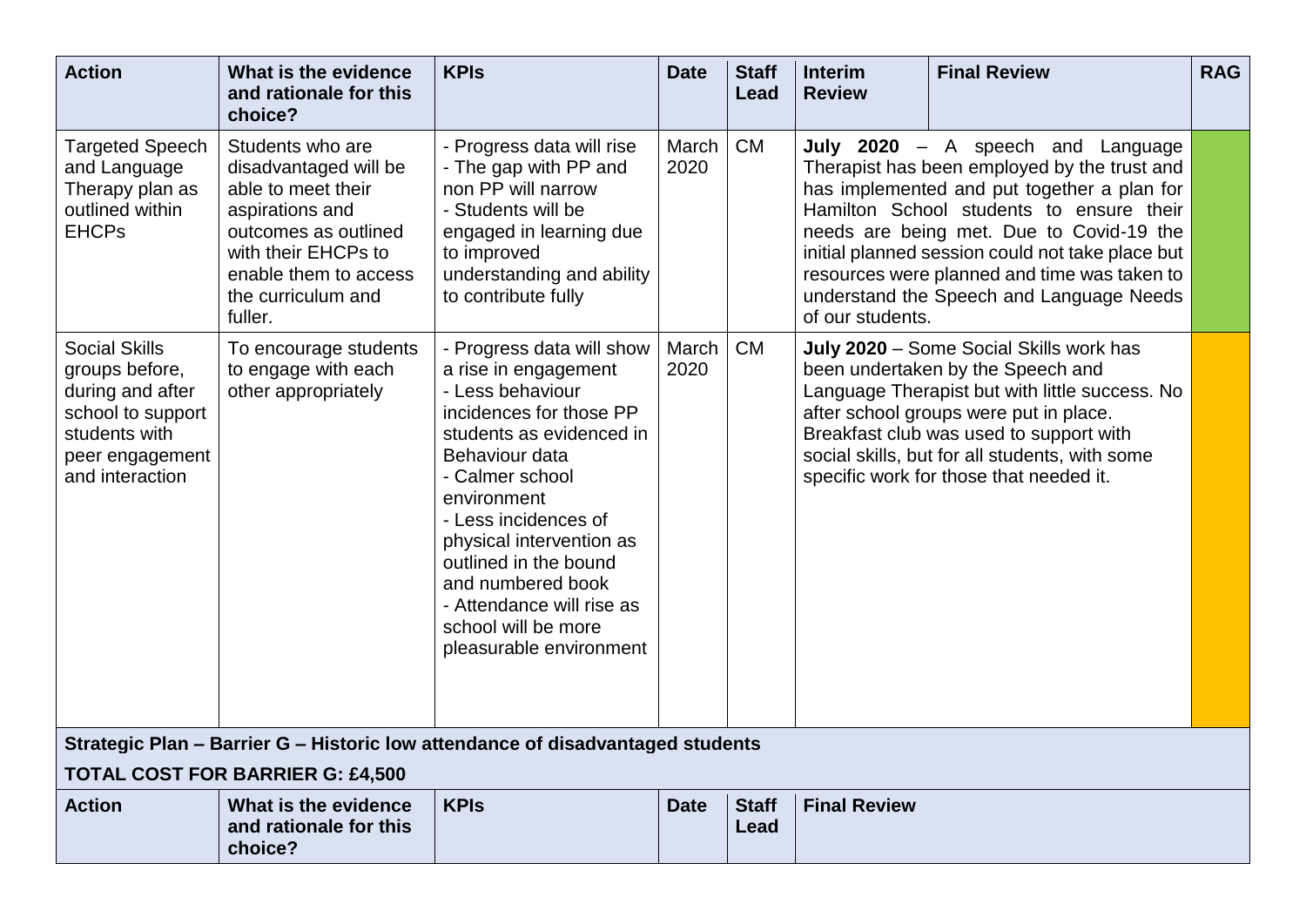| Action | What is the evidence and rationale for this choice? | KPIs | Date | Staff Lead | Interim Review | Final Review | RAG |
|---|---|---|---|---|---|---|---|
| Targeted Speech and Language Therapy plan as outlined within EHCPs | Students who are disadvantaged will be able to meet their aspirations and outcomes as outlined with their EHCPs to enable them to access the curriculum and fuller. | - Progress data will rise<br>- The gap with PP and non PP will narrow<br>- Students will be engaged in learning due to improved understanding and ability to contribute fully | March 2020 | CM | **July 2020** – A speech and Language Therapist has been employed by the trust and has implemented and put together a plan for Hamilton School students to ensure their needs are being met. Due to Covid-19 the initial planned session could not take place but resources were planned and time was taken to understand the Speech and Language Needs of our students. | | |
| Social Skills groups before, during and after school to support students with peer engagement and interaction | To encourage students to engage with each other appropriately | - Progress data will show a rise in engagement<br>- Less behaviour incidences for those PP students as evidenced in Behaviour data<br>- Calmer school environment<br>- Less incidences of physical intervention as outlined in the bound and numbered book<br>- Attendance will rise as school will be more pleasurable environment | March 2020 | CM | **July 2020** – Some Social Skills work has been undertaken by the Speech and Language Therapist but with little success. No after school groups were put in place. Breakfast club was used to support with social skills, but for all students, with some specific work for those that needed it. | | |

**Strategic Plan – Barrier G – Historic low attendance of disadvantaged students**

**TOTAL COST FOR BARRIER G: £4,500**

| Action | What is the evidence and rationale for this choice? | KPIs | Date | Staff Lead | Final Review |
|---|---|---|---|---|---|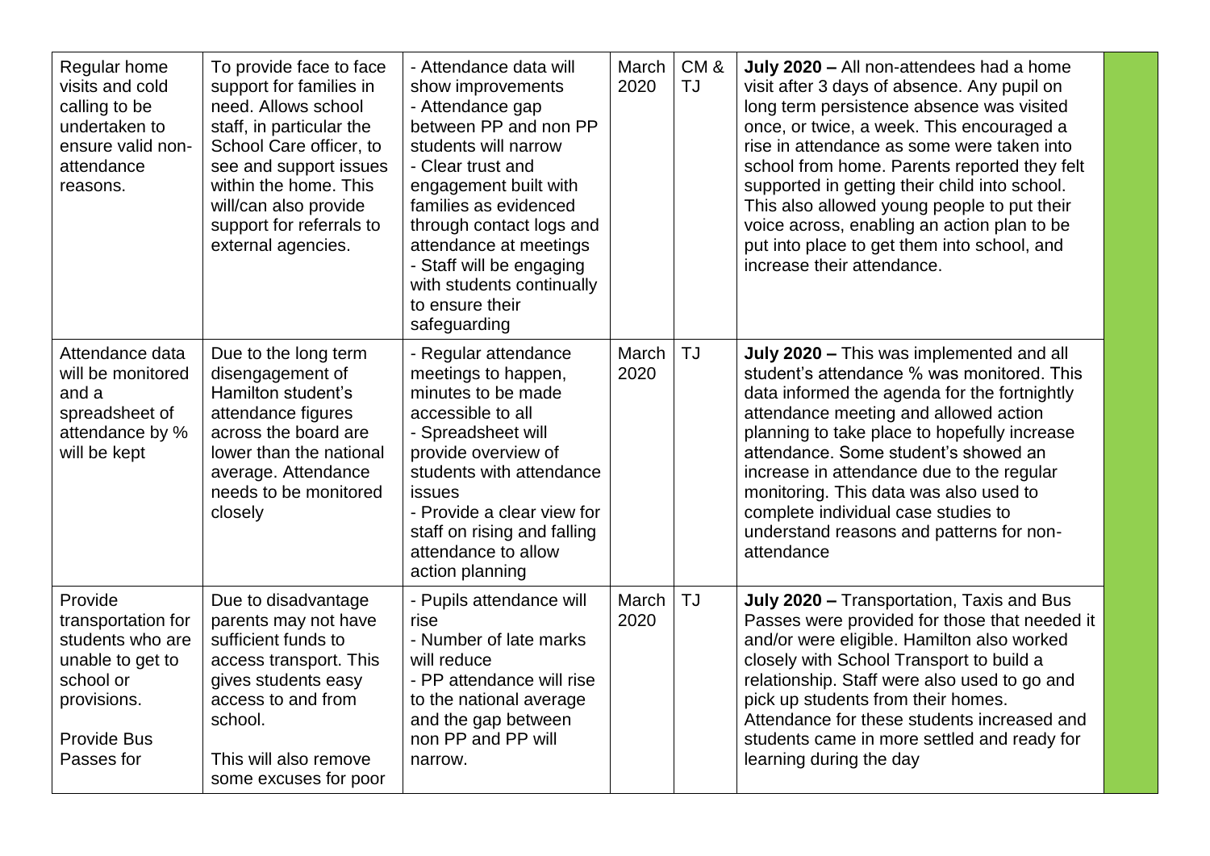| | | | | | | |
|---|---|---|---|---|---|---|
| Regular home visits and cold calling to be undertaken to ensure valid non-attendance reasons. | To provide face to face support for families in need. Allows school staff, in particular the School Care officer, to see and support issues within the home. This will/can also provide support for referrals to external agencies. | - Attendance data will show improvements<br>- Attendance gap between PP and non PP students will narrow<br>- Clear trust and engagement built with families as evidenced through contact logs and attendance at meetings<br>- Staff will be engaging with students continually to ensure their safeguarding | March 2020 | CM & TJ | **July 2020 –** All non-attendees had a home visit after 3 days of absence. Any pupil on long term persistence absence was visited once, or twice, a week. This encouraged a rise in attendance as some were taken into school from home. Parents reported they felt supported in getting their child into school. This also allowed young people to put their voice across, enabling an action plan to be put into place to get them into school, and increase their attendance. | |
| Attendance data will be monitored and a spreadsheet of attendance by % will be kept | Due to the long term disengagement of Hamilton student's attendance figures across the board are lower than the national average. Attendance needs to be monitored closely | - Regular attendance meetings to happen, minutes to be made accessible to all<br>- Spreadsheet will provide overview of students with attendance issues<br>- Provide a clear view for staff on rising and falling attendance to allow action planning | March 2020 | TJ | **July 2020 –** This was implemented and all student's attendance % was monitored. This data informed the agenda for the fortnightly attendance meeting and allowed action planning to take place to hopefully increase attendance. Some student's showed an increase in attendance due to the regular monitoring. This data was also used to complete individual case studies to understand reasons and patterns for non-attendance | |
| Provide transportation for students who are unable to get to school or provisions.<br><br>Provide Bus Passes for | Due to disadvantage parents may not have sufficient funds to access transport. This gives students easy access to and from school.<br><br>This will also remove some excuses for poor | - Pupils attendance will rise<br>- Number of late marks will reduce<br>- PP attendance will rise to the national average and the gap between non PP and PP will narrow. | March 2020 | TJ | **July 2020 –** Transportation, Taxis and Bus Passes were provided for those that needed it and/or were eligible. Hamilton also worked closely with School Transport to build a relationship. Staff were also used to go and pick up students from their homes. Attendance for these students increased and students came in more settled and ready for learning during the day | |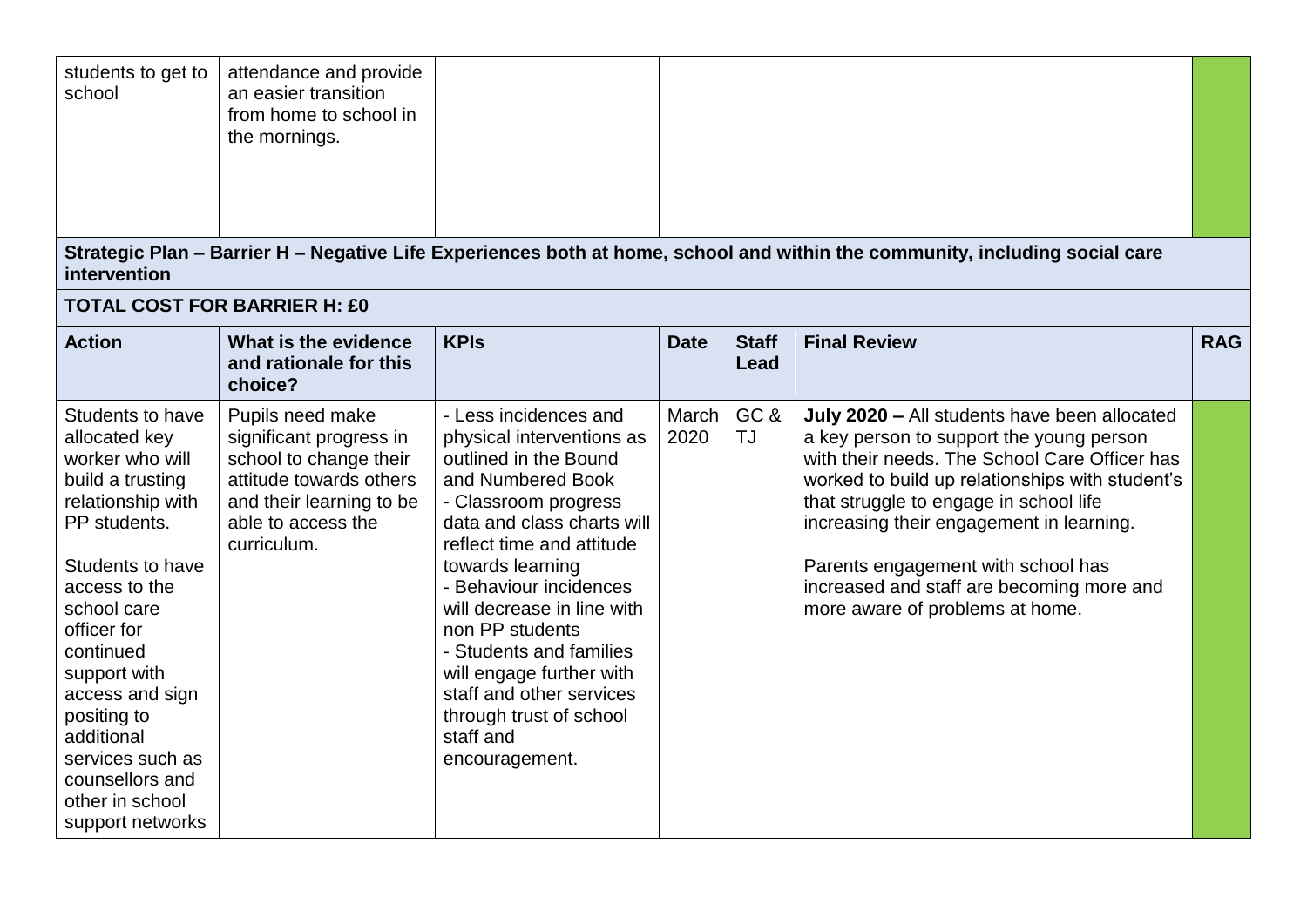| | | | | | | |
|---|---|---|---|---|---|---|
| students to get to school | attendance and provide an easier transition from home to school in the mornings. | | | | | |

**Strategic Plan – Barrier H – Negative Life Experiences both at home, school and within the community, including social care intervention**

**TOTAL COST FOR BARRIER H: £0**

| **Action** | **What is the evidence and rationale for this choice?** | **KPIs** | **Date** | **Staff Lead** | **Final Review** | **RAG** |
|---|---|---|---|---|---|---|
| Students to have allocated key worker who will build a trusting relationship with PP students.<br><br>Students to have access to the school care officer for continued support with access and sign positing to additional services such as counsellors and other in school support networks | Pupils need make significant progress in school to change their attitude towards others and their learning to be able to access the curriculum. | - Less incidences and physical interventions as outlined in the Bound and Numbered Book<br>- Classroom progress data and class charts will reflect time and attitude towards learning<br>- Behaviour incidences will decrease in line with non PP students<br>- Students and families will engage further with staff and other services through trust of school staff and encouragement. | March 2020 | GC & TJ | **July 2020 –** All students have been allocated a key person to support the young person with their needs. The School Care Officer has worked to build up relationships with student's that struggle to engage in school life increasing their engagement in learning.<br><br>Parents engagement with school has increased and staff are becoming more and more aware of problems at home. | |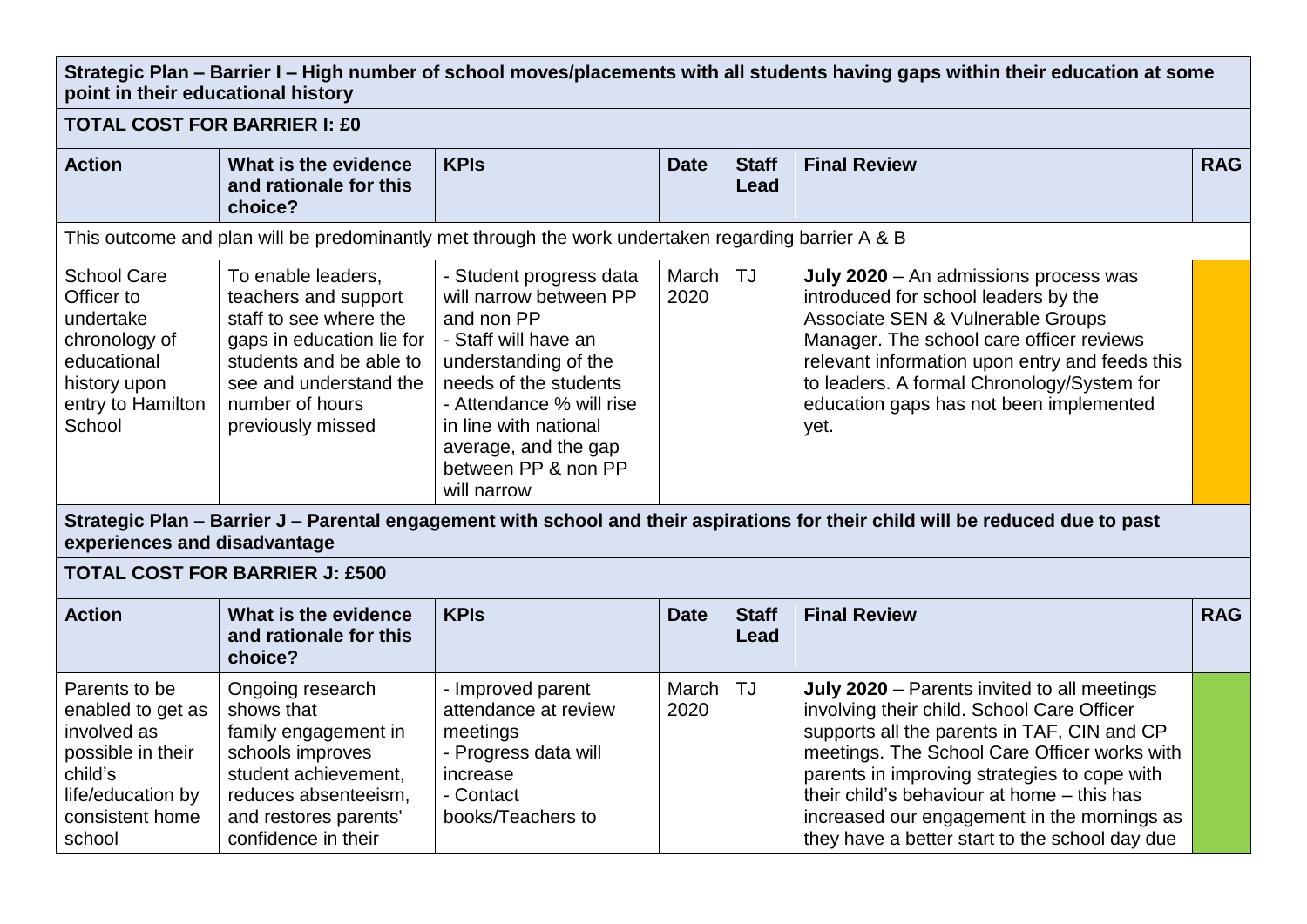**Strategic Plan – Barrier I – High number of school moves/placements with all students having gaps within their education at some point in their educational history**

**TOTAL COST FOR BARRIER I: £0**

| Action | What is the evidence and rationale for this choice? | KPIs | Date | Staff Lead | Final Review | RAG |
|---|---|---|---|---|---|---|
| This outcome and plan will be predominantly met through the work undertaken regarding barrier A & B | | | | | | |
| School Care Officer to undertake chronology of educational history upon entry to Hamilton School | To enable leaders, teachers and support staff to see where the gaps in education lie for students and be able to see and understand the number of hours previously missed | - Student progress data will narrow between PP and non PP<br>- Staff will have an understanding of the needs of the students<br>- Attendance % will rise in line with national average, and the gap between PP & non PP will narrow | March 2020 | TJ | **July 2020** – An admissions process was introduced for school leaders by the Associate SEN & Vulnerable Groups Manager. The school care officer reviews relevant information upon entry and feeds this to leaders. A formal Chronology/System for education gaps has not been implemented yet. | |

**Strategic Plan – Barrier J – Parental engagement with school and their aspirations for their child will be reduced due to past experiences and disadvantage**

**TOTAL COST FOR BARRIER J: £500**

| Action | What is the evidence and rationale for this choice? | KPIs | Date | Staff Lead | Final Review | RAG |
|---|---|---|---|---|---|---|
| Parents to be enabled to get as involved as possible in their child's life/education by consistent home school | Ongoing research shows that family engagement in schools improves student achievement, reduces absenteeism, and restores parents' confidence in their | - Improved parent attendance at review meetings<br>- Progress data will increase<br>- Contact books/Teachers to | March 2020 | TJ | **July 2020** – Parents invited to all meetings involving their child. School Care Officer supports all the parents in TAF, CIN and CP meetings. The School Care Officer works with parents in improving strategies to cope with their child's behaviour at home – this has increased our engagement in the mornings as they have a better start to the school day due | |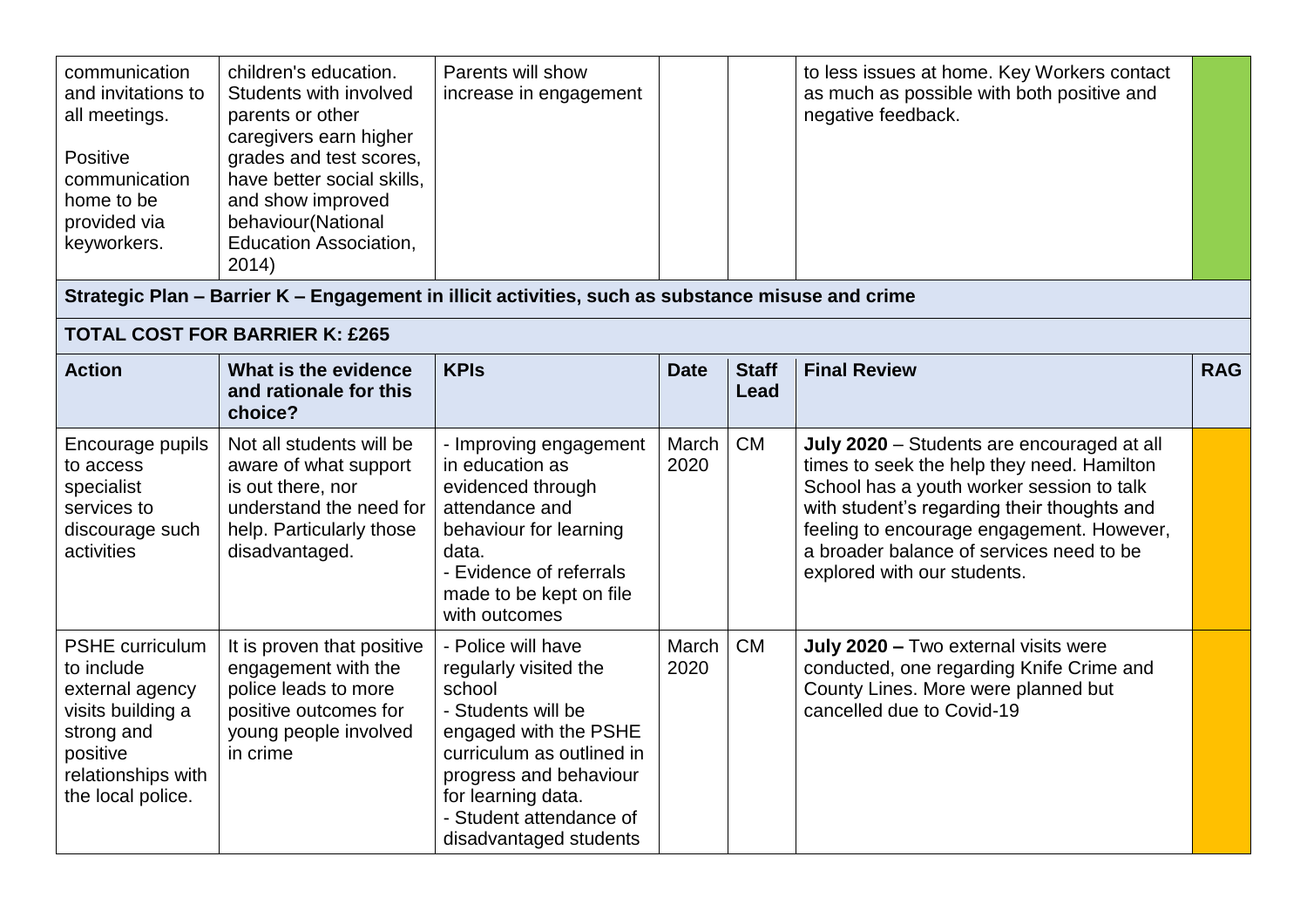| communication and invitations to all meetings.<br><br>Positive communication home to be provided via keyworkers. | children's education. Students with involved parents or other caregivers earn higher grades and test scores, have better social skills, and show improved behaviour(National Education Association, 2014) | Parents will show increase in engagement | | | to less issues at home. Key Workers contact as much as possible with both positive and negative feedback. | |
|---|---|---|---|---|---|---|

**Strategic Plan – Barrier K – Engagement in illicit activities, such as substance misuse and crime**

**TOTAL COST FOR BARRIER K: £265**

| Action | What is the evidence and rationale for this choice? | KPIs | Date | Staff Lead | Final Review | RAG |
|---|---|---|---|---|---|---|
| Encourage pupils to access specialist services to discourage such activities | Not all students will be aware of what support is out there, nor understand the need for help. Particularly those disadvantaged. | - Improving engagement in education as evidenced through attendance and behaviour for learning data.<br>- Evidence of referrals made to be kept on file with outcomes | March 2020 | CM | **July 2020** – Students are encouraged at all times to seek the help they need. Hamilton School has a youth worker session to talk with student's regarding their thoughts and feeling to encourage engagement. However, a broader balance of services need to be explored with our students. | |
| PSHE curriculum to include external agency visits building a strong and positive relationships with the local police. | It is proven that positive engagement with the police leads to more positive outcomes for young people involved in crime | - Police will have regularly visited the school<br>- Students will be engaged with the PSHE curriculum as outlined in progress and behaviour for learning data.<br>- Student attendance of disadvantaged students | March 2020 | CM | **July 2020 –** Two external visits were conducted, one regarding Knife Crime and County Lines. More were planned but cancelled due to Covid-19 | |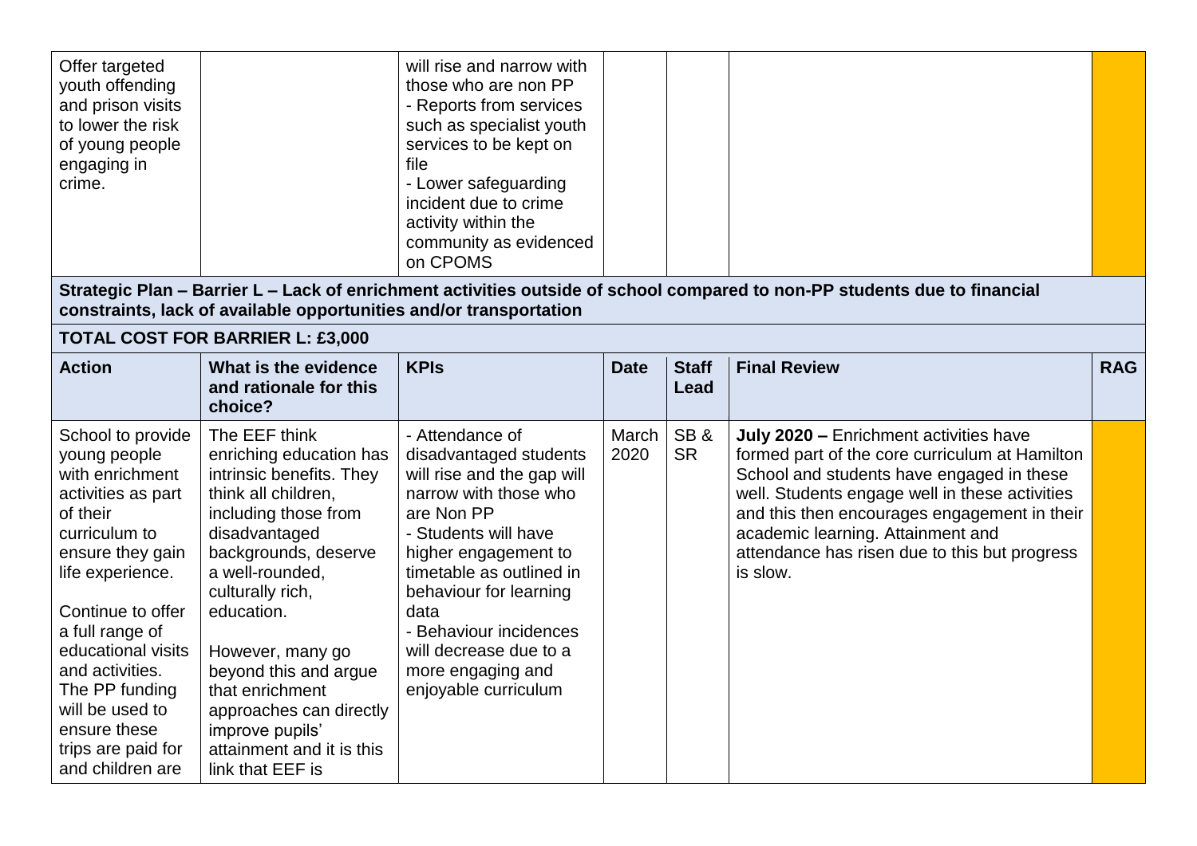| Offer targeted youth offending and prison visits to lower the risk of young people engaging in crime. | | will rise and narrow with those who are non PP<br>- Reports from services such as specialist youth services to be kept on file<br>- Lower safeguarding incident due to crime activity within the community as evidenced on CPOMS | | | | |
|---|---|---|---|---|---|---|

**Strategic Plan – Barrier L – Lack of enrichment activities outside of school compared to non-PP students due to financial constraints, lack of available opportunities and/or transportation**

**TOTAL COST FOR BARRIER L: £3,000**

| Action | What is the evidence and rationale for this choice? | KPIs | Date | Staff Lead | Final Review | RAG |
|---|---|---|---|---|---|---|
| School to provide young people with enrichment activities as part of their curriculum to ensure they gain life experience.<br><br>Continue to offer a full range of educational visits and activities. The PP funding will be used to ensure these trips are paid for and children are | The EEF think enriching education has intrinsic benefits. They think all children, including those from disadvantaged backgrounds, deserve a well-rounded, culturally rich, education.<br><br>However, many go beyond this and argue that enrichment approaches can directly improve pupils' attainment and it is this link that EEF is | - Attendance of disadvantaged students will rise and the gap will narrow with those who are Non PP<br>- Students will have higher engagement to timetable as outlined in behaviour for learning data<br>- Behaviour incidences will decrease due to a more engaging and enjoyable curriculum | March 2020 | SB & SR | **July 2020 –** Enrichment activities have formed part of the core curriculum at Hamilton School and students have engaged in these well. Students engage well in these activities and this then encourages engagement in their academic learning. Attainment and attendance has risen due to this but progress is slow. | |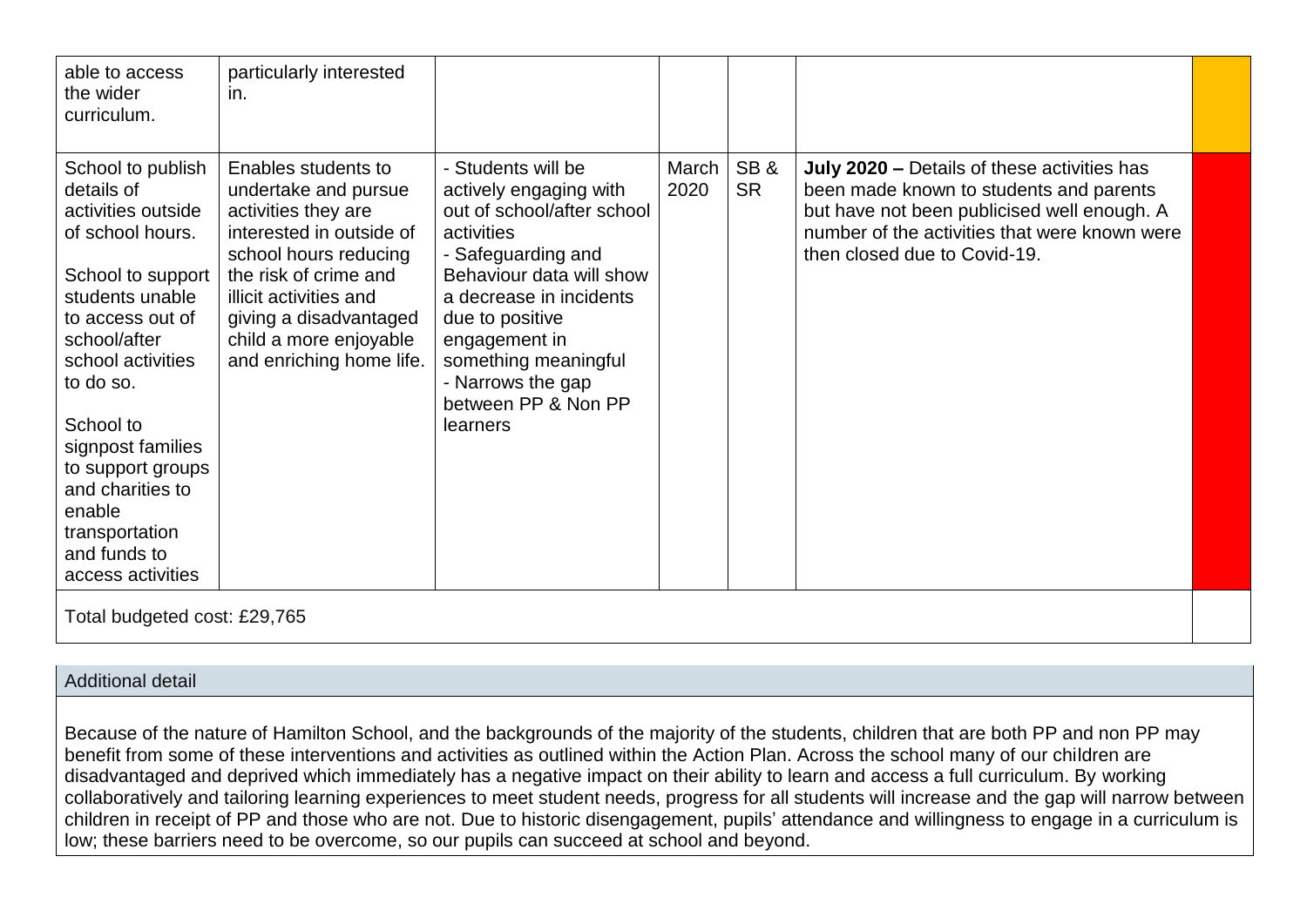| | | | | | | |
|---|---|---|---|---|---|---|
| able to access the wider curriculum. | particularly interested in. | | | | | |
| School to publish details of activities outside of school hours.<br><br>School to support students unable to access out of school/after school activities to do so.<br><br>School to signpost families to support groups and charities to enable transportation and funds to access activities | Enables students to undertake and pursue activities they are interested in outside of school hours reducing the risk of crime and illicit activities and giving a disadvantaged child a more enjoyable and enriching home life. | - Students will be actively engaging with out of school/after school activities<br>- Safeguarding and Behaviour data will show a decrease in incidents due to positive engagement in something meaningful<br>- Narrows the gap between PP & Non PP learners | March 2020 | SB & SR | **July 2020 –** Details of these activities has been made known to students and parents but have not been publicised well enough. A number of the activities that were known were then closed due to Covid-19. | |
| Total budgeted cost: £29,765 | | | | | | |

## Additional detail

Because of the nature of Hamilton School, and the backgrounds of the majority of the students, children that are both PP and non PP may benefit from some of these interventions and activities as outlined within the Action Plan. Across the school many of our children are disadvantaged and deprived which immediately has a negative impact on their ability to learn and access a full curriculum. By working collaboratively and tailoring learning experiences to meet student needs, progress for all students will increase and the gap will narrow between children in receipt of PP and those who are not. Due to historic disengagement, pupils' attendance and willingness to engage in a curriculum is low; these barriers need to be overcome, so our pupils can succeed at school and beyond.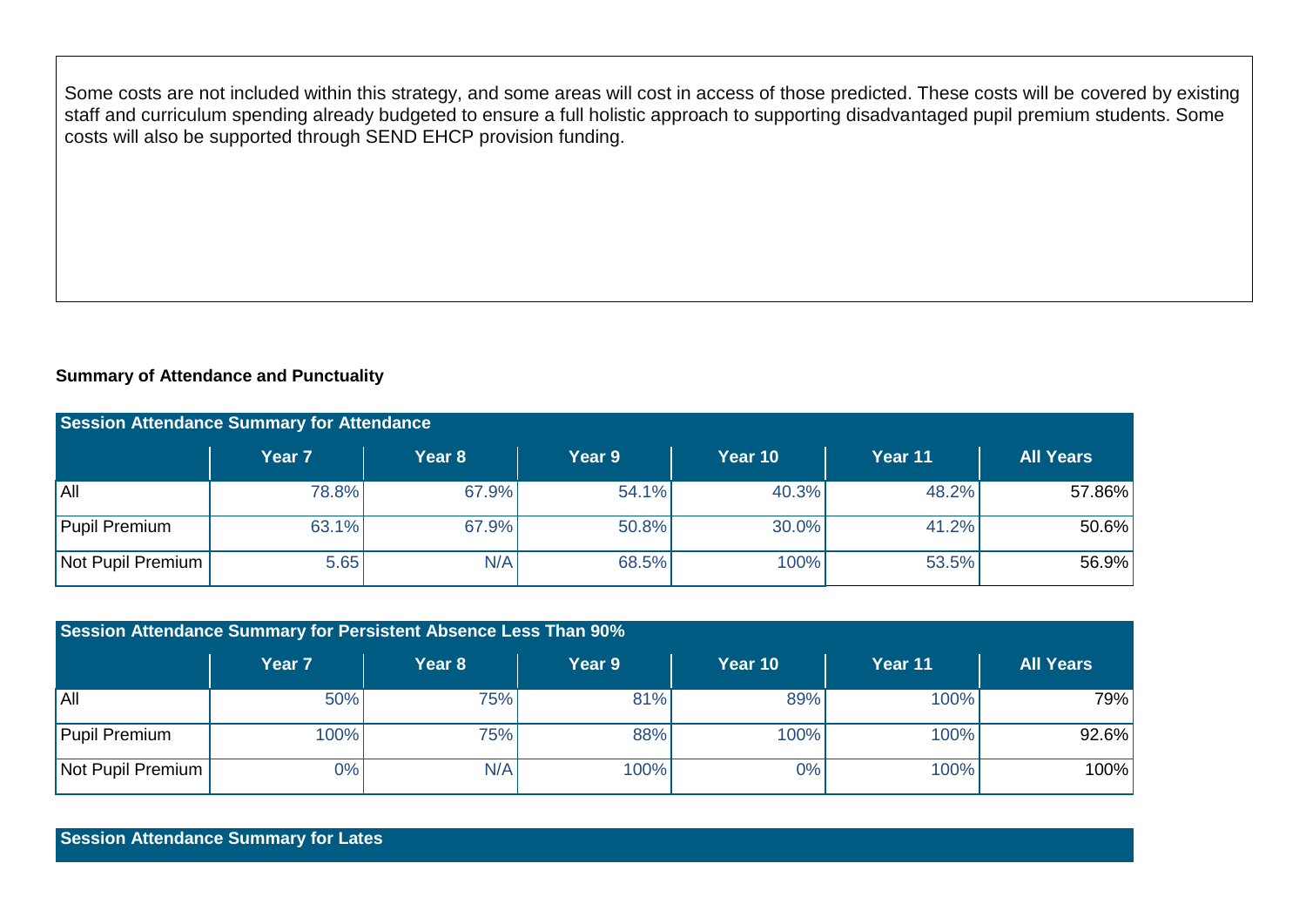Some costs are not included within this strategy, and some areas will cost in access of those predicted. These costs will be covered by existing staff and curriculum spending already budgeted to ensure a full holistic approach to supporting disadvantaged pupil premium students. Some costs will also be supported through SEND EHCP provision funding.

**Summary of Attendance and Punctuality**

| Session Attendance Summary for Attendance | | | | | | |
|---|---|---|---|---|---|---|
| | Year 7 | Year 8 | Year 9 | Year 10 | Year 11 | All Years |
| All | 78.8% | 67.9% | 54.1% | 40.3% | 48.2% | 57.86% |
| Pupil Premium | 63.1% | 67.9% | 50.8% | 30.0% | 41.2% | 50.6% |
| Not Pupil Premium | 5.65 | N/A | 68.5% | 100% | 53.5% | 56.9% |

| Session Attendance Summary for Persistent Absence Less Than 90% | | | | | | |
|---|---|---|---|---|---|---|
| | Year 7 | Year 8 | Year 9 | Year 10 | Year 11 | All Years |
| All | 50% | 75% | 81% | 89% | 100% | 79% |
| Pupil Premium | 100% | 75% | 88% | 100% | 100% | 92.6% |
| Not Pupil Premium | 0% | N/A | 100% | 0% | 100% | 100% |

**Session Attendance Summary for Lates**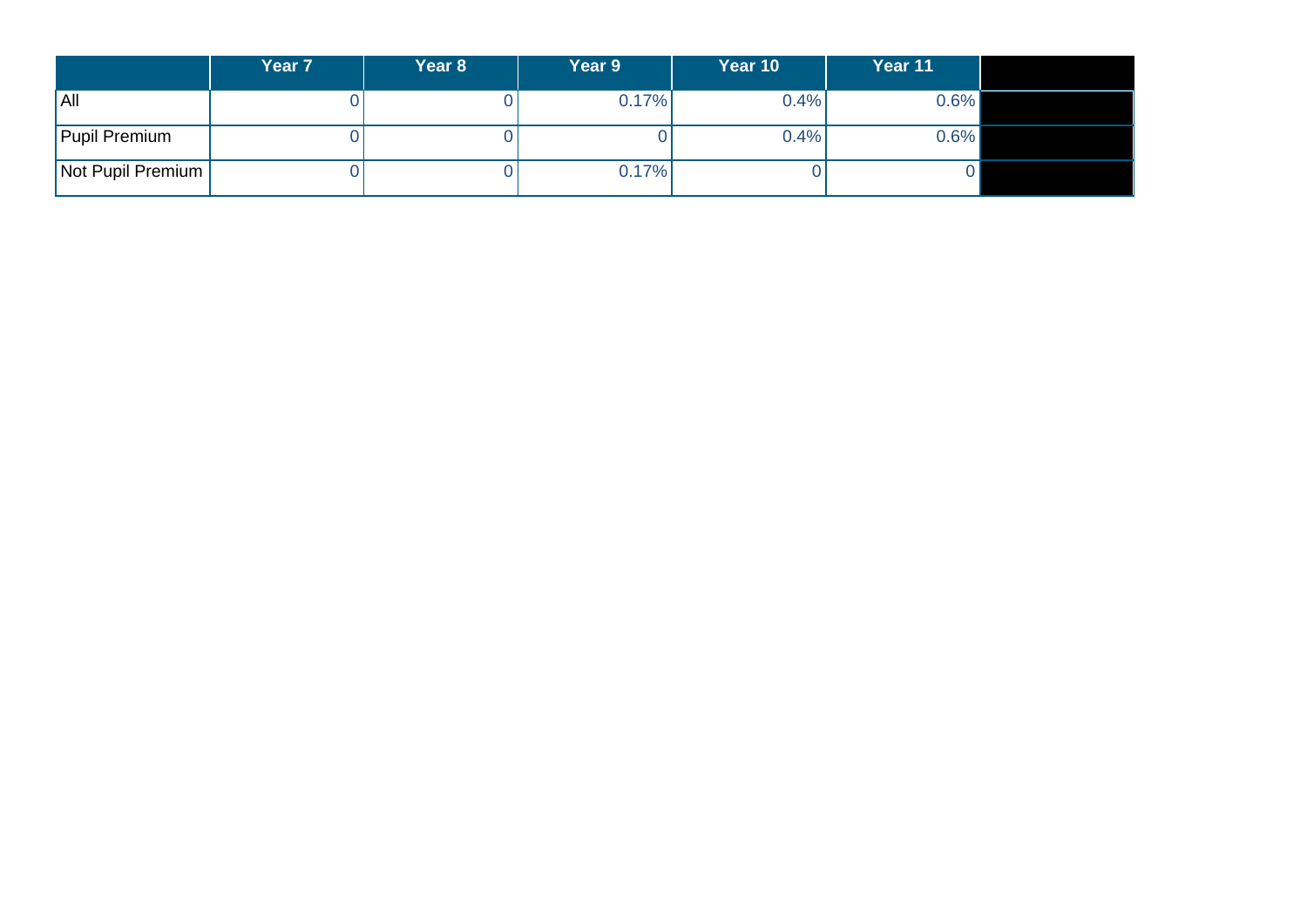| | Year 7 | Year 8 | Year 9 | Year 10 | Year 11 | |
|---|---|---|---|---|---|---|
| All | 0 | 0 | 0.17% | 0.4% | 0.6% | |
| Pupil Premium | 0 | 0 | 0 | 0.4% | 0.6% | |
| Not Pupil Premium | 0 | 0 | 0.17% | 0 | 0 | |